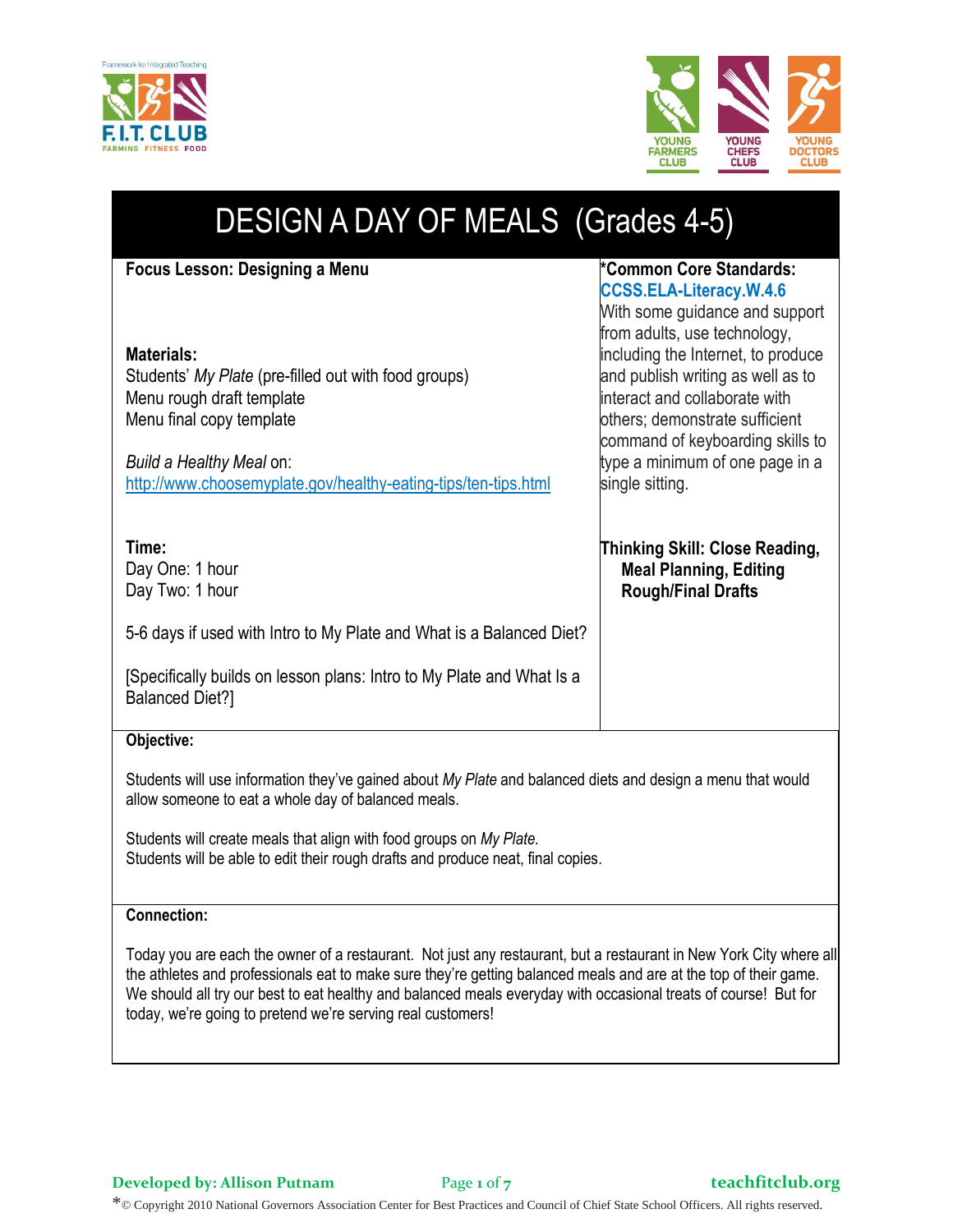# DESIGN A DAY OF MEALS (Grades 4-5)

**Focus Lesson: Designing a Menu**

**Materials:**
Students' *My Plate* (pre-filled out with food groups)
Menu rough draft template
Menu final copy template

*Build a Healthy Meal* on:
http://www.choosemyplate.gov/healthy-eating-tips/ten-tips.html

**Time:**
Day One: 1 hour
Day Two: 1 hour

5-6 days if used with Intro to My Plate and What is a Balanced Diet?

[Specifically builds on lesson plans: Intro to My Plate and What Is a Balanced Diet?]

**\*Common Core Standards:**
**CCSS.ELA-Literacy.W.4.6**
With some guidance and support from adults, use technology, including the Internet, to produce and publish writing as well as to interact and collaborate with others; demonstrate sufficient command of keyboarding skills to type a minimum of one page in a single sitting.

**Thinking Skill: Close Reading, Meal Planning, Editing Rough/Final Drafts**

**Objective:**

Students will use information they've gained about *My Plate* and balanced diets and design a menu that would allow someone to eat a whole day of balanced meals.

Students will create meals that align with food groups on *My Plate.*
Students will be able to edit their rough drafts and produce neat, final copies.

**Connection:**

Today you are each the owner of a restaurant. Not just any restaurant, but a restaurant in New York City where all the athletes and professionals eat to make sure they're getting balanced meals and are at the top of their game. We should all try our best to eat healthy and balanced meals everyday with occasional treats of course! But for today, we're going to pretend we're serving real customers!

\*© Copyright 2010 National Governors Association Center for Best Practices and Council of Chief State School Officers. All rights reserved.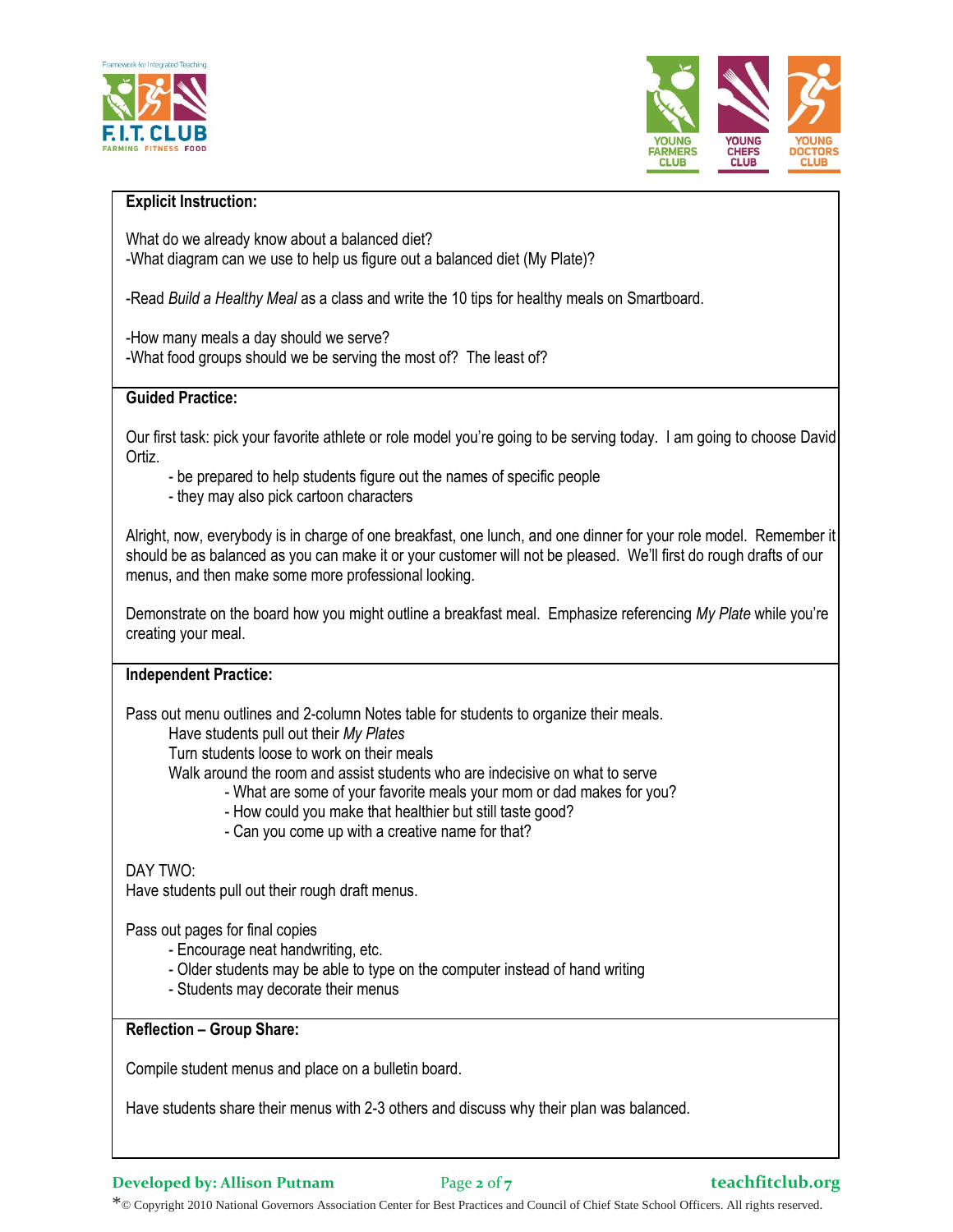**Explicit Instruction:**

What do we already know about a balanced diet?
-What diagram can we use to help us figure out a balanced diet (My Plate)?

-Read *Build a Healthy Meal* as a class and write the 10 tips for healthy meals on Smartboard.

-How many meals a day should we serve?
-What food groups should we be serving the most of? The least of?

**Guided Practice:**

Our first task: pick your favorite athlete or role model you're going to be serving today. I am going to choose David Ortiz.

- be prepared to help students figure out the names of specific people
- they may also pick cartoon characters

Alright, now, everybody is in charge of one breakfast, one lunch, and one dinner for your role model. Remember it should be as balanced as you can make it or your customer will not be pleased. We'll first do rough drafts of our menus, and then make some more professional looking.

Demonstrate on the board how you might outline a breakfast meal. Emphasize referencing *My Plate* while you're creating your meal.

**Independent Practice:**

Pass out menu outlines and 2-column Notes table for students to organize their meals.

Have students pull out their *My Plates*
Turn students loose to work on their meals
Walk around the room and assist students who are indecisive on what to serve

- What are some of your favorite meals your mom or dad makes for you?
- How could you make that healthier but still taste good?
- Can you come up with a creative name for that?

DAY TWO:
Have students pull out their rough draft menus.

Pass out pages for final copies

- Encourage neat handwriting, etc.
- Older students may be able to type on the computer instead of hand writing
- Students may decorate their menus

**Reflection – Group Share:**

Compile student menus and place on a bulletin board.

Have students share their menus with 2-3 others and discuss why their plan was balanced.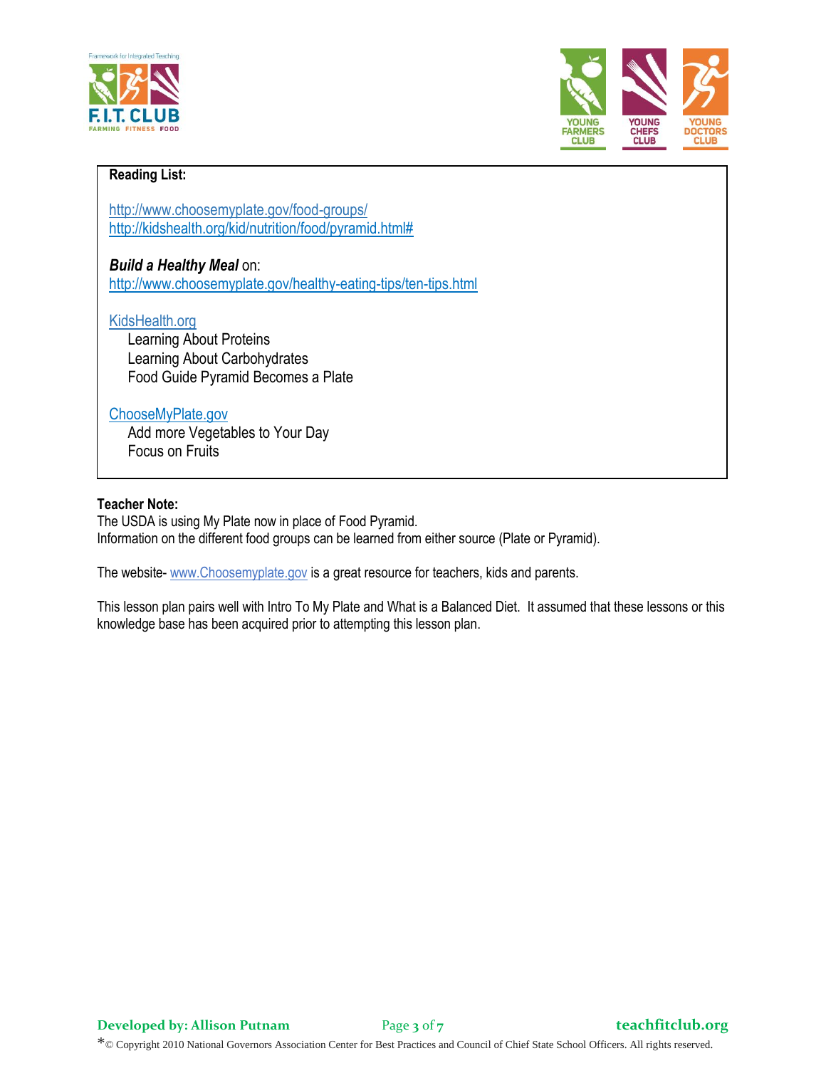**Reading List:**

http://www.choosemyplate.gov/food-groups/
http://kidshealth.org/kid/nutrition/food/pyramid.html#

***Build a Healthy Meal*** on:
http://www.choosemyplate.gov/healthy-eating-tips/ten-tips.html

KidsHealth.org

- Learning About Proteins
- Learning About Carbohydrates
- Food Guide Pyramid Becomes a Plate

ChooseMyPlate.gov

- Add more Vegetables to Your Day
- Focus on Fruits

**Teacher Note:**
The USDA is using My Plate now in place of Food Pyramid.
Information on the different food groups can be learned from either source (Plate or Pyramid).

The website- www.Choosemyplate.gov is a great resource for teachers, kids and parents.

This lesson plan pairs well with Intro To My Plate and What is a Balanced Diet. It assumed that these lessons or this knowledge base has been acquired prior to attempting this lesson plan.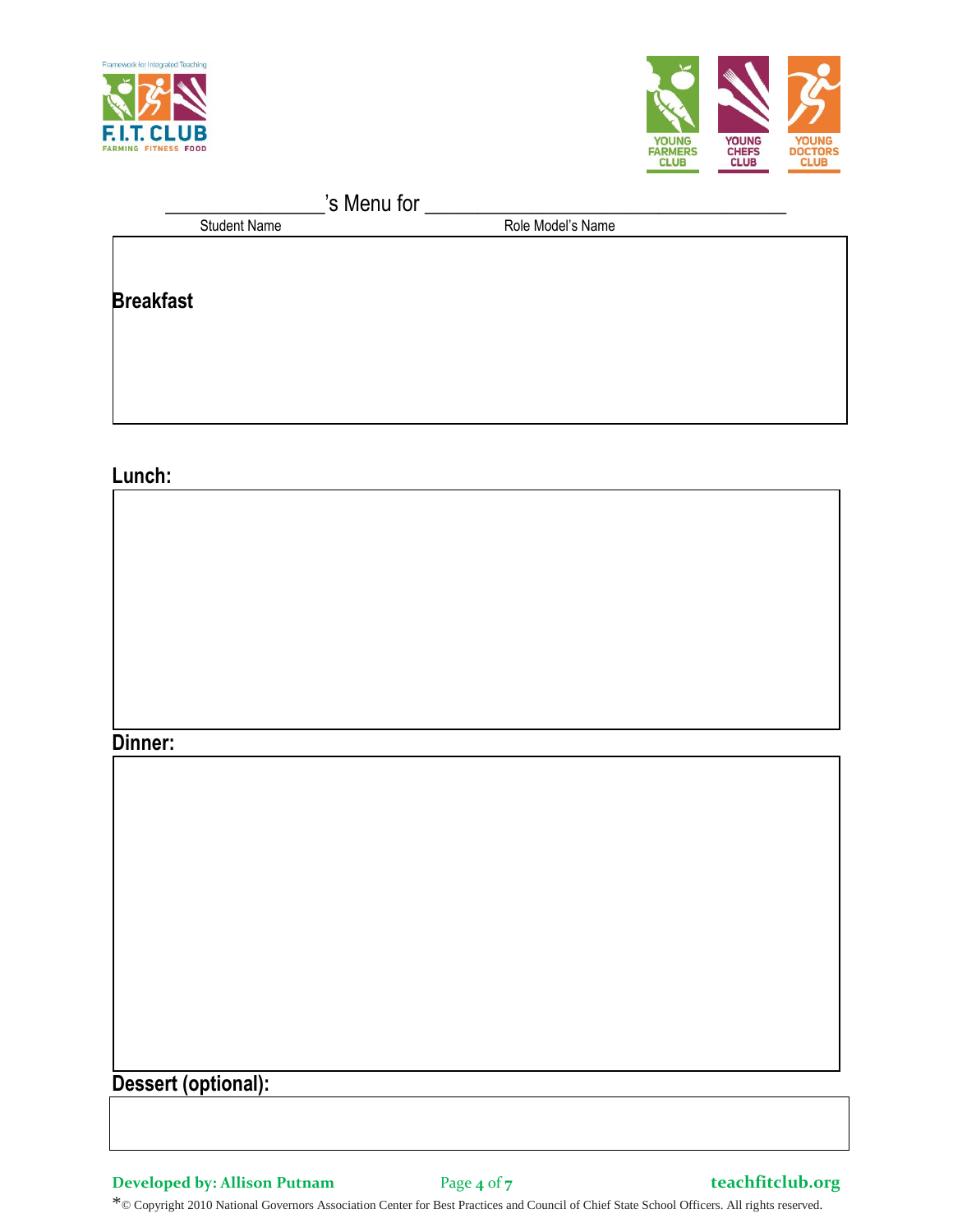_______________'s Menu for ___________________________________

Student Name Role Model's Name

**Breakfast**

**Lunch:**

**Dinner:**

**Dessert (optional):**

**Developed by: Allison Putnam** **teachfitclub.org**

*© Copyright 2010 National Governors Association Center for Best Practices and Council of Chief State School Officers. All rights reserved.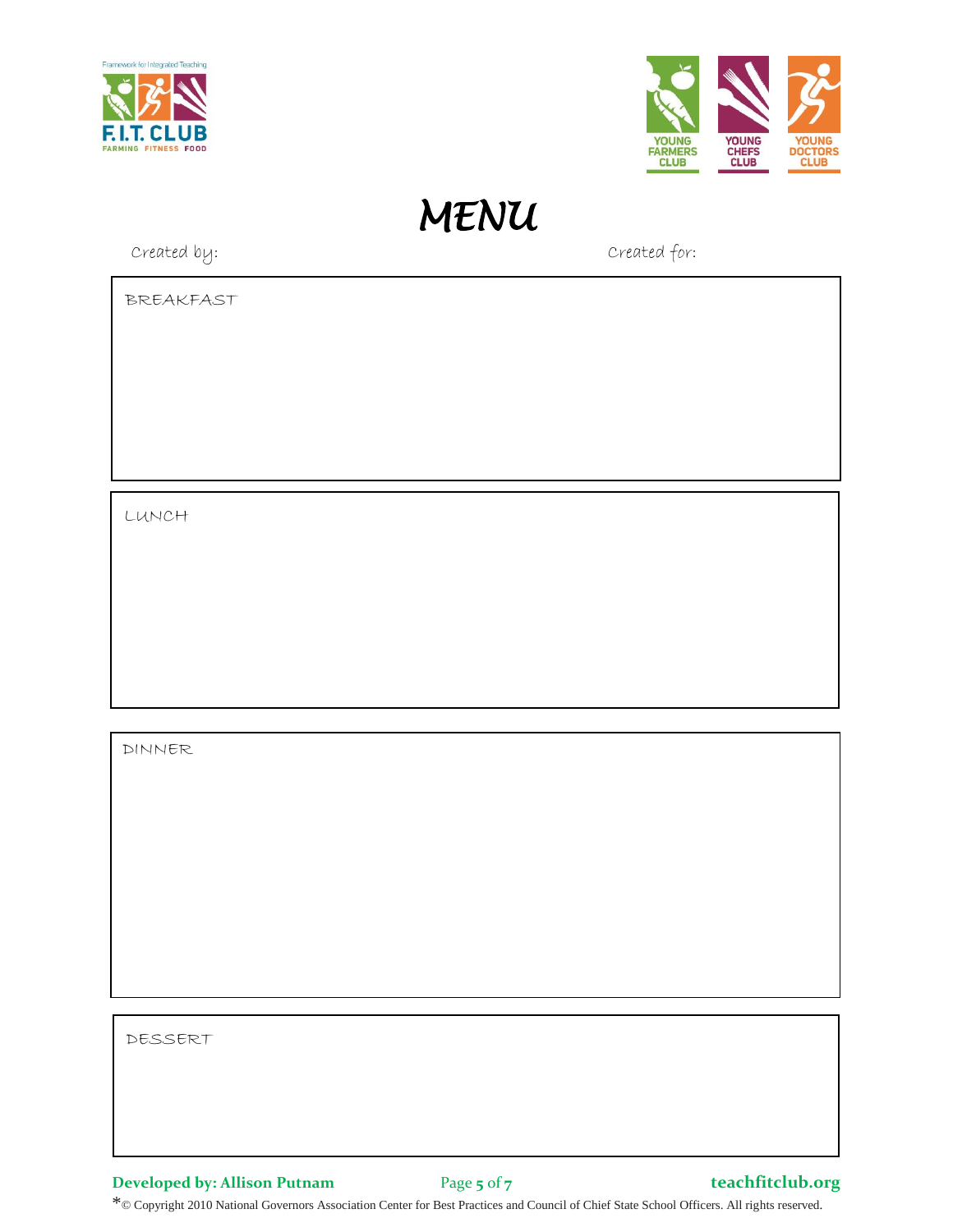# MENU

Created by: Created for:

BREAKFAST

LUNCH

DINNER

DESSERT

**Developed by: Allison Putnam** **teachfitclub.org**

*© Copyright 2010 National Governors Association Center for Best Practices and Council of Chief State School Officers. All rights reserved.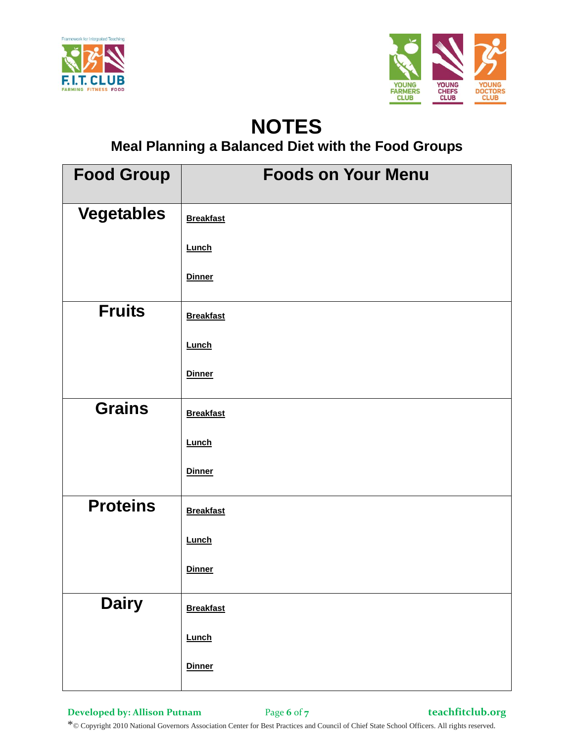# NOTES

## Meal Planning a Balanced Diet with the Food Groups

| Food Group | Foods on Your Menu |
|---|---|
| Vegetables | **Breakfast**<br><br>**Lunch**<br><br>**Dinner** |
| Fruits | **Breakfast**<br><br>**Lunch**<br><br>**Dinner** |
| Grains | **Breakfast**<br><br>**Lunch**<br><br>**Dinner** |
| Proteins | **Breakfast**<br><br>**Lunch**<br><br>**Dinner** |
| Dairy | **Breakfast**<br><br>**Lunch**<br><br>**Dinner** |

**Developed by: Allison Putnam** teachfitclub.org

*© Copyright 2010 National Governors Association Center for Best Practices and Council of Chief State School Officers. All rights reserved.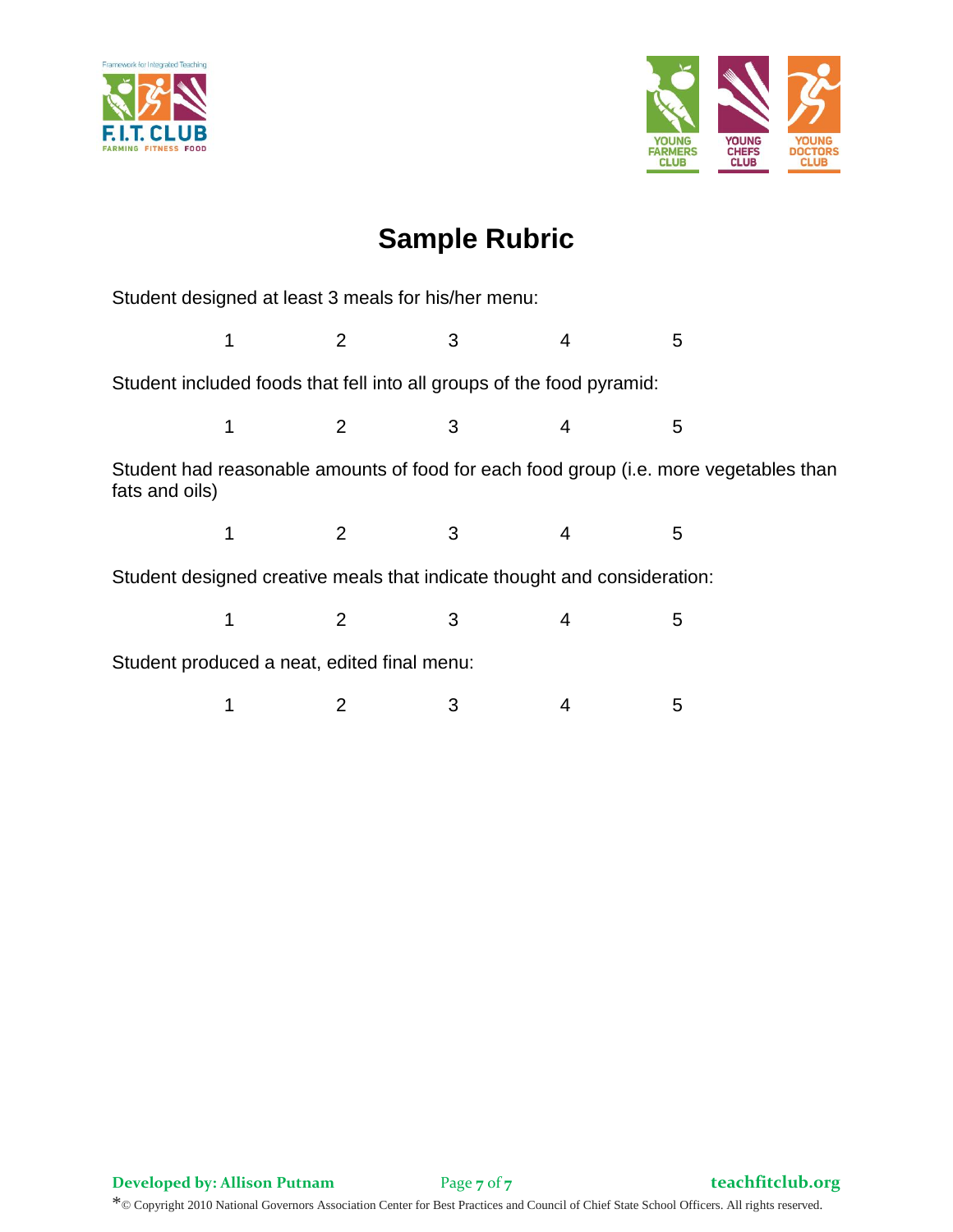# Sample Rubric

Student designed at least 3 meals for his/her menu:

1 2 3 4 5

Student included foods that fell into all groups of the food pyramid:

1 2 3 4 5

Student had reasonable amounts of food for each food group (i.e. more vegetables than fats and oils)

1 2 3 4 5

Student designed creative meals that indicate thought and consideration:

1 2 3 4 5

Student produced a neat, edited final menu:

1 2 3 4 5

*© Copyright 2010 National Governors Association Center for Best Practices and Council of Chief State School Officers. All rights reserved.